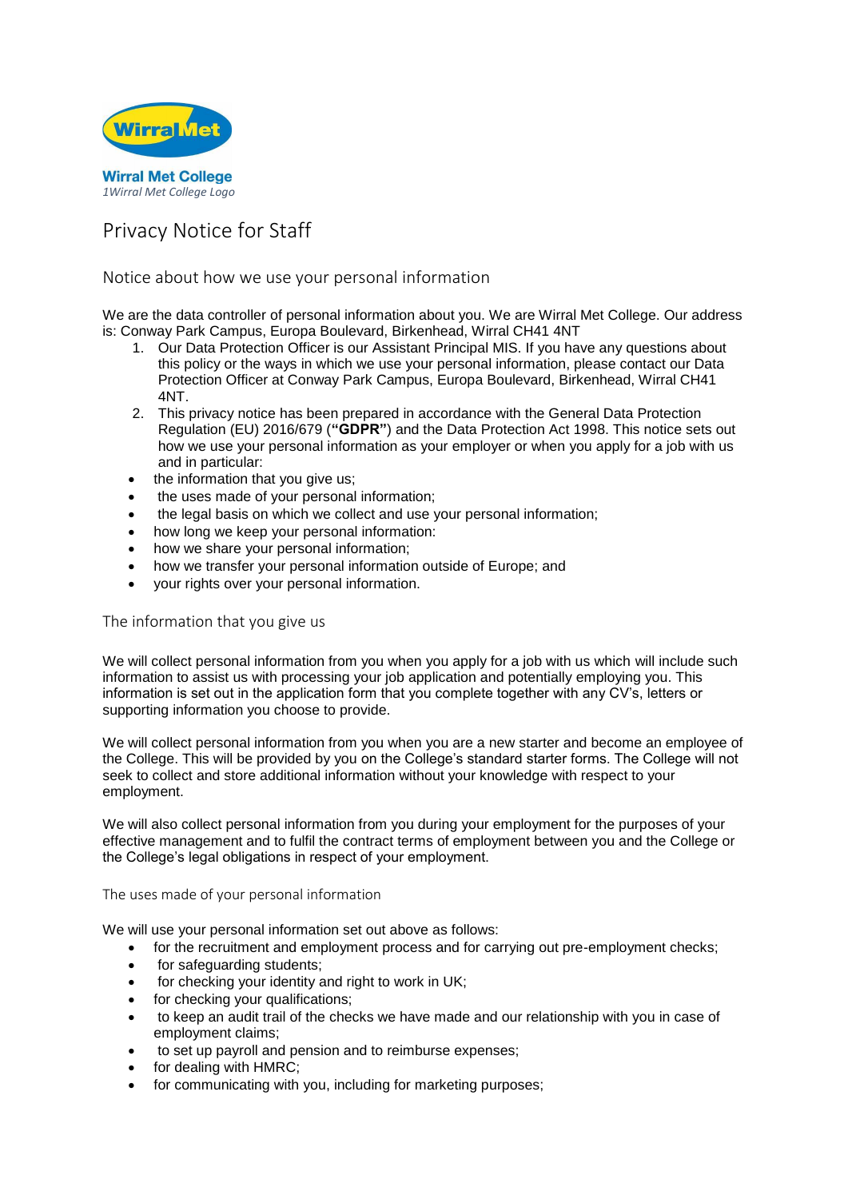Wirral Met College

*1Wirral Met College Logo*

# Privacy Notice for Staff

## Notice about how we use your personal information

We are the data controller of personal information about you. We are Wirral Met College. Our address is: Conway Park Campus, Europa Boulevard, Birkenhead, Wirral CH41 4NT

1. Our Data Protection Officer is our Assistant Principal MIS. If you have any questions about this policy or the ways in which we use your personal information, please contact our Data Protection Officer at Conway Park Campus, Europa Boulevard, Birkenhead, Wirral CH41 4NT.
2. This privacy notice has been prepared in accordance with the General Data Protection Regulation (EU) 2016/679 (**"GDPR"**) and the Data Protection Act 1998. This notice sets out how we use your personal information as your employer or when you apply for a job with us and in particular:

- the information that you give us;
- the uses made of your personal information;
- the legal basis on which we collect and use your personal information;
- how long we keep your personal information:
- how we share your personal information;
- how we transfer your personal information outside of Europe; and
- your rights over your personal information.

## The information that you give us

We will collect personal information from you when you apply for a job with us which will include such information to assist us with processing your job application and potentially employing you. This information is set out in the application form that you complete together with any CV's, letters or supporting information you choose to provide.

We will collect personal information from you when you are a new starter and become an employee of the College. This will be provided by you on the College's standard starter forms. The College will not seek to collect and store additional information without your knowledge with respect to your employment.

We will also collect personal information from you during your employment for the purposes of your effective management and to fulfil the contract terms of employment between you and the College or the College's legal obligations in respect of your employment.

### The uses made of your personal information

We will use your personal information set out above as follows:

- for the recruitment and employment process and for carrying out pre-employment checks;
- for safeguarding students;
- for checking your identity and right to work in UK;
- for checking your qualifications;
- to keep an audit trail of the checks we have made and our relationship with you in case of employment claims;
- to set up payroll and pension and to reimburse expenses;
- for dealing with HMRC;
- for communicating with you, including for marketing purposes;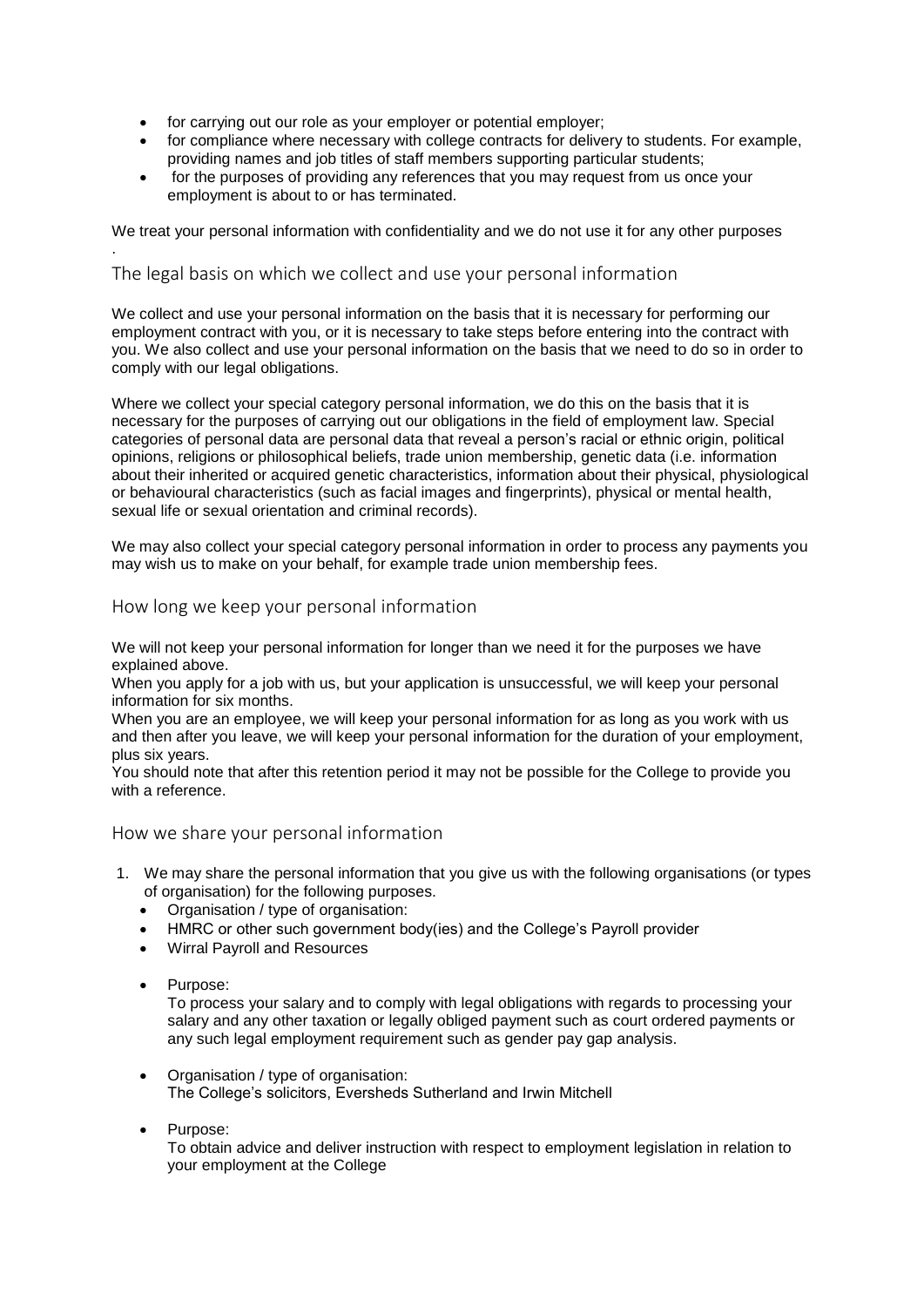- for carrying out our role as your employer or potential employer;
- for compliance where necessary with college contracts for delivery to students. For example, providing names and job titles of staff members supporting particular students;
- for the purposes of providing any references that you may request from us once your employment is about to or has terminated.

We treat your personal information with confidentiality and we do not use it for any other purposes .

## The legal basis on which we collect and use your personal information

We collect and use your personal information on the basis that it is necessary for performing our employment contract with you, or it is necessary to take steps before entering into the contract with you. We also collect and use your personal information on the basis that we need to do so in order to comply with our legal obligations.

Where we collect your special category personal information, we do this on the basis that it is necessary for the purposes of carrying out our obligations in the field of employment law. Special categories of personal data are personal data that reveal a person's racial or ethnic origin, political opinions, religions or philosophical beliefs, trade union membership, genetic data (i.e. information about their inherited or acquired genetic characteristics, information about their physical, physiological or behavioural characteristics (such as facial images and fingerprints), physical or mental health, sexual life or sexual orientation and criminal records).

We may also collect your special category personal information in order to process any payments you may wish us to make on your behalf, for example trade union membership fees.

## How long we keep your personal information

We will not keep your personal information for longer than we need it for the purposes we have explained above.
When you apply for a job with us, but your application is unsuccessful, we will keep your personal information for six months.
When you are an employee, we will keep your personal information for as long as you work with us and then after you leave, we will keep your personal information for the duration of your employment, plus six years.
You should note that after this retention period it may not be possible for the College to provide you with a reference.

## How we share your personal information

1. We may share the personal information that you give us with the following organisations (or types of organisation) for the following purposes.
   - Organisation / type of organisation:
   - HMRC or other such government body(ies) and the College's Payroll provider
   - Wirral Payroll and Resources

   - Purpose:
     To process your salary and to comply with legal obligations with regards to processing your salary and any other taxation or legally obliged payment such as court ordered payments or any such legal employment requirement such as gender pay gap analysis.

   - Organisation / type of organisation:
     The College's solicitors, Eversheds Sutherland and Irwin Mitchell

   - Purpose:
     To obtain advice and deliver instruction with respect to employment legislation in relation to your employment at the College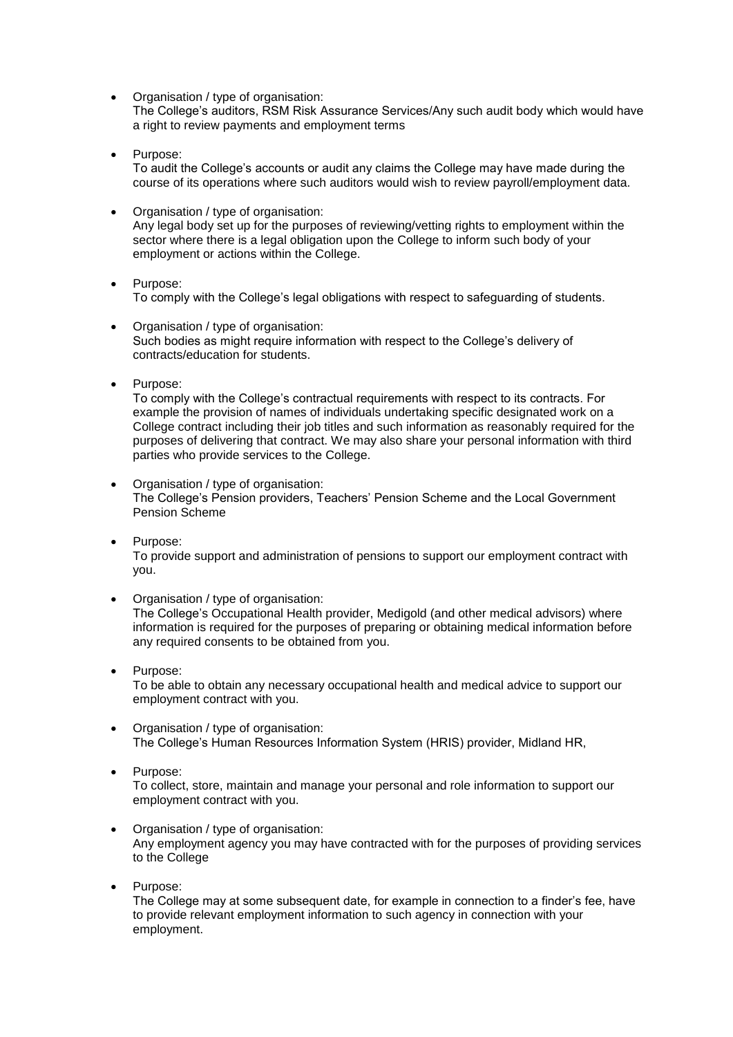- Organisation / type of organisation:
  The College's auditors, RSM Risk Assurance Services/Any such audit body which would have a right to review payments and employment terms

- Purpose:
  To audit the College's accounts or audit any claims the College may have made during the course of its operations where such auditors would wish to review payroll/employment data.

- Organisation / type of organisation:
  Any legal body set up for the purposes of reviewing/vetting rights to employment within the sector where there is a legal obligation upon the College to inform such body of your employment or actions within the College.

- Purpose:
  To comply with the College's legal obligations with respect to safeguarding of students.

- Organisation / type of organisation:
  Such bodies as might require information with respect to the College's delivery of contracts/education for students.

- Purpose:
  To comply with the College's contractual requirements with respect to its contracts. For example the provision of names of individuals undertaking specific designated work on a College contract including their job titles and such information as reasonably required for the purposes of delivering that contract. We may also share your personal information with third parties who provide services to the College.

- Organisation / type of organisation:
  The College's Pension providers, Teachers' Pension Scheme and the Local Government Pension Scheme

- Purpose:
  To provide support and administration of pensions to support our employment contract with you.

- Organisation / type of organisation:
  The College's Occupational Health provider, Medigold (and other medical advisors) where information is required for the purposes of preparing or obtaining medical information before any required consents to be obtained from you.

- Purpose:
  To be able to obtain any necessary occupational health and medical advice to support our employment contract with you.

- Organisation / type of organisation:
  The College's Human Resources Information System (HRIS) provider, Midland HR,

- Purpose:
  To collect, store, maintain and manage your personal and role information to support our employment contract with you.

- Organisation / type of organisation:
  Any employment agency you may have contracted with for the purposes of providing services to the College

- Purpose:
  The College may at some subsequent date, for example in connection to a finder's fee, have to provide relevant employment information to such agency in connection with your employment.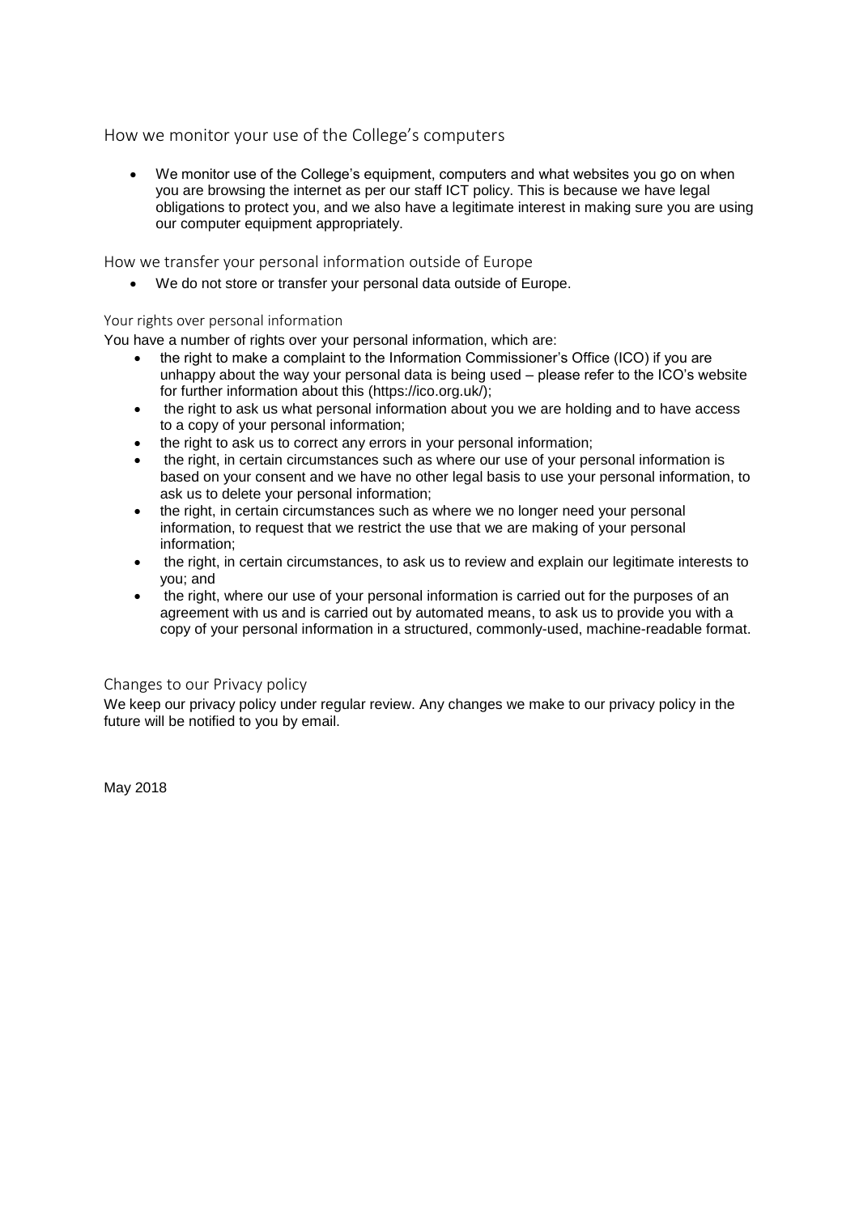## How we monitor your use of the College's computers

- We monitor use of the College's equipment, computers and what websites you go on when you are browsing the internet as per our staff ICT policy. This is because we have legal obligations to protect you, and we also have a legitimate interest in making sure you are using our computer equipment appropriately.

## How we transfer your personal information outside of Europe

- We do not store or transfer your personal data outside of Europe.

### Your rights over personal information

You have a number of rights over your personal information, which are:

- the right to make a complaint to the Information Commissioner's Office (ICO) if you are unhappy about the way your personal data is being used – please refer to the ICO's website for further information about this (https://ico.org.uk/);
- the right to ask us what personal information about you we are holding and to have access to a copy of your personal information;
- the right to ask us to correct any errors in your personal information;
- the right, in certain circumstances such as where our use of your personal information is based on your consent and we have no other legal basis to use your personal information, to ask us to delete your personal information;
- the right, in certain circumstances such as where we no longer need your personal information, to request that we restrict the use that we are making of your personal information;
- the right, in certain circumstances, to ask us to review and explain our legitimate interests to you; and
- the right, where our use of your personal information is carried out for the purposes of an agreement with us and is carried out by automated means, to ask us to provide you with a copy of your personal information in a structured, commonly-used, machine-readable format.

## Changes to our Privacy policy

We keep our privacy policy under regular review. Any changes we make to our privacy policy in the future will be notified to you by email.

May 2018